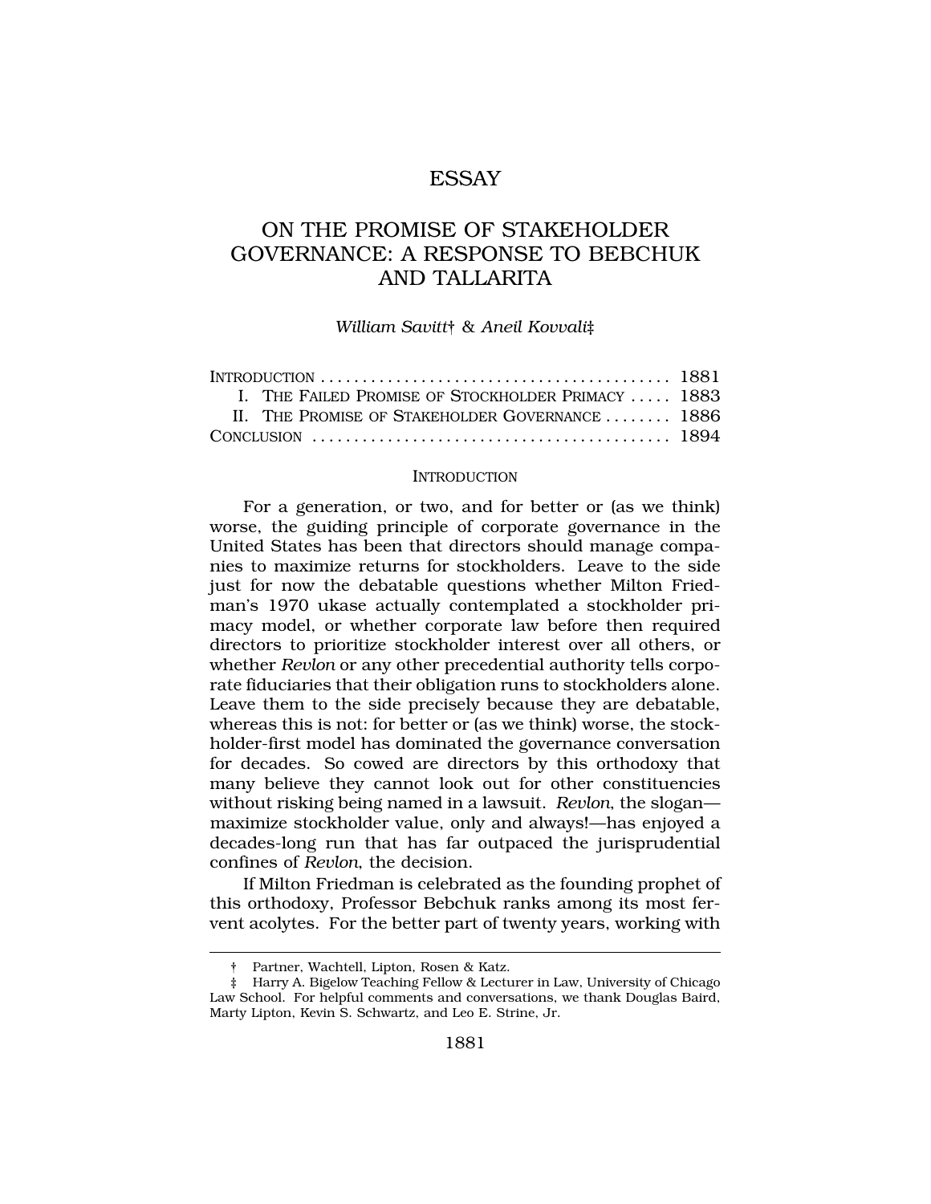ESSAY

# ON THE PROMISE OF STAKEHOLDER GOVERNANCE: A RESPONSE TO BEBCHUK AND TALLARITA

*William Savitt*† & *Aneil Kovvali*‡

| | |
|---|---|
| INTRODUCTION | 1881 |
| I. THE FAILED PROMISE OF STOCKHOLDER PRIMACY | 1883 |
| II. THE PROMISE OF STAKEHOLDER GOVERNANCE | 1886 |
| CONCLUSION | 1894 |

## INTRODUCTION

For a generation, or two, and for better or (as we think) worse, the guiding principle of corporate governance in the United States has been that directors should manage companies to maximize returns for stockholders. Leave to the side just for now the debatable questions whether Milton Friedman's 1970 ukase actually contemplated a stockholder primacy model, or whether corporate law before then required directors to prioritize stockholder interest over all others, or whether *Revlon* or any other precedential authority tells corporate fiduciaries that their obligation runs to stockholders alone. Leave them to the side precisely because they are debatable, whereas this is not: for better or (as we think) worse, the stockholder-first model has dominated the governance conversation for decades. So cowed are directors by this orthodoxy that many believe they cannot look out for other constituencies without risking being named in a lawsuit. *Revlon*, the slogan—maximize stockholder value, only and always!—has enjoyed a decades-long run that has far outpaced the jurisprudential confines of *Revlon*, the decision.

If Milton Friedman is celebrated as the founding prophet of this orthodoxy, Professor Bebchuk ranks among its most fervent acolytes. For the better part of twenty years, working with

---

† Partner, Wachtell, Lipton, Rosen & Katz.

‡ Harry A. Bigelow Teaching Fellow & Lecturer in Law, University of Chicago Law School. For helpful comments and conversations, we thank Douglas Baird, Marty Lipton, Kevin S. Schwartz, and Leo E. Strine, Jr.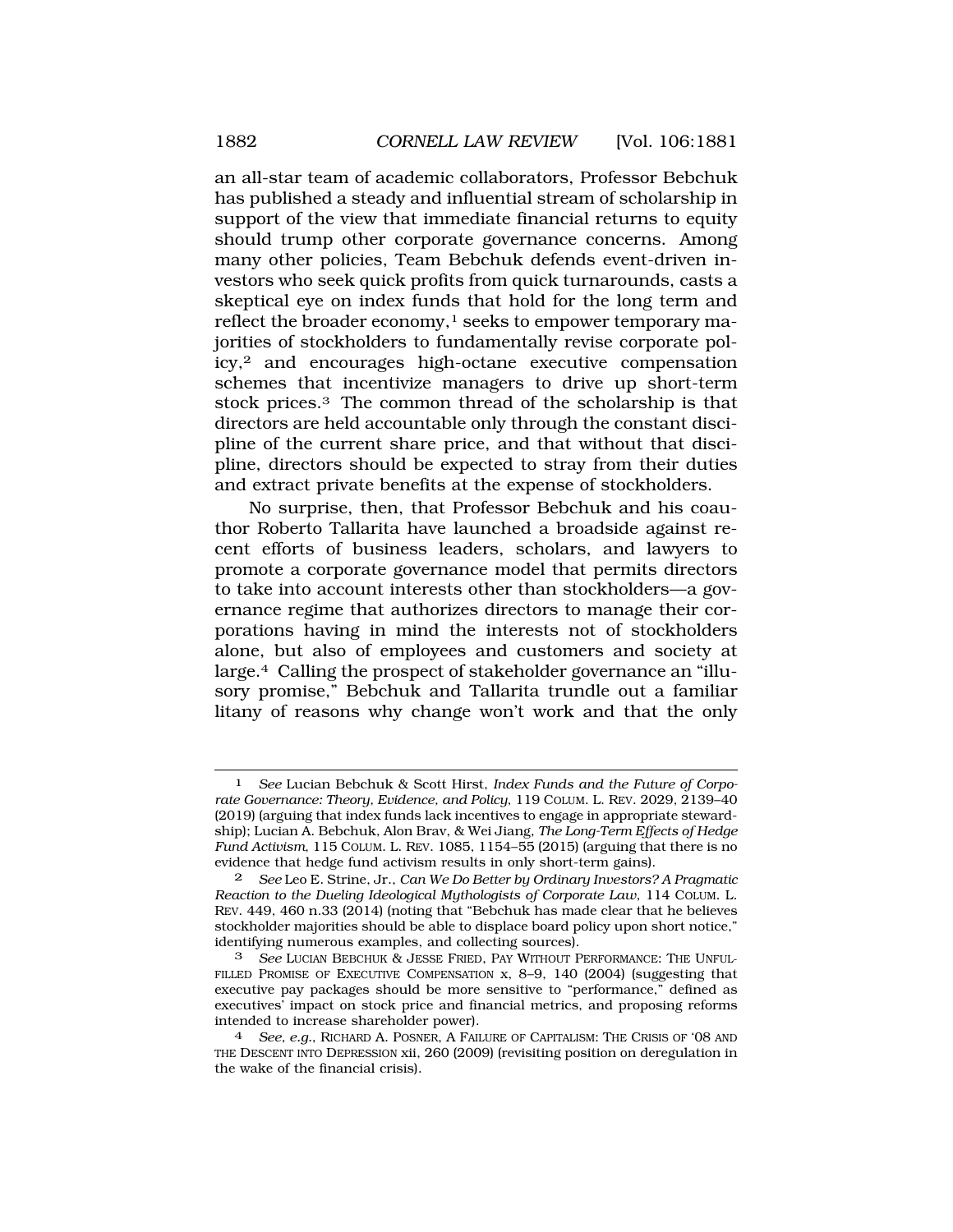an all-star team of academic collaborators, Professor Bebchuk has published a steady and influential stream of scholarship in support of the view that immediate financial returns to equity should trump other corporate governance concerns. Among many other policies, Team Bebchuk defends event-driven investors who seek quick profits from quick turnarounds, casts a skeptical eye on index funds that hold for the long term and reflect the broader economy,[1] seeks to empower temporary majorities of stockholders to fundamentally revise corporate policy,[2] and encourages high-octane executive compensation schemes that incentivize managers to drive up short-term stock prices.[3] The common thread of the scholarship is that directors are held accountable only through the constant discipline of the current share price, and that without that discipline, directors should be expected to stray from their duties and extract private benefits at the expense of stockholders.

No surprise, then, that Professor Bebchuk and his coauthor Roberto Tallarita have launched a broadside against recent efforts of business leaders, scholars, and lawyers to promote a corporate governance model that permits directors to take into account interests other than stockholders—a governance regime that authorizes directors to manage their corporations having in mind the interests not of stockholders alone, but also of employees and customers and society at large.[4] Calling the prospect of stakeholder governance an "illusory promise," Bebchuk and Tallarita trundle out a familiar litany of reasons why change won't work and that the only

---

1 *See* Lucian Bebchuk & Scott Hirst, *Index Funds and the Future of Corporate Governance: Theory, Evidence, and Policy*, 119 COLUM. L. REV. 2029, 2139–40 (2019) (arguing that index funds lack incentives to engage in appropriate stewardship); Lucian A. Bebchuk, Alon Brav, & Wei Jiang, *The Long-Term Effects of Hedge Fund Activism*, 115 COLUM. L. REV. 1085, 1154–55 (2015) (arguing that there is no evidence that hedge fund activism results in only short-term gains).

2 *See* Leo E. Strine, Jr., *Can We Do Better by Ordinary Investors? A Pragmatic Reaction to the Dueling Ideological Mythologists of Corporate Law*, 114 COLUM. L. REV. 449, 460 n.33 (2014) (noting that "Bebchuk has made clear that he believes stockholder majorities should be able to displace board policy upon short notice," identifying numerous examples, and collecting sources).

3 *See* LUCIAN BEBCHUK & JESSE FRIED, PAY WITHOUT PERFORMANCE: THE UNFULFILLED PROMISE OF EXECUTIVE COMPENSATION x, 8–9, 140 (2004) (suggesting that executive pay packages should be more sensitive to "performance," defined as executives' impact on stock price and financial metrics, and proposing reforms intended to increase shareholder power).

4 *See, e.g.*, RICHARD A. POSNER, A FAILURE OF CAPITALISM: THE CRISIS OF '08 AND THE DESCENT INTO DEPRESSION xii, 260 (2009) (revisiting position on deregulation in the wake of the financial crisis).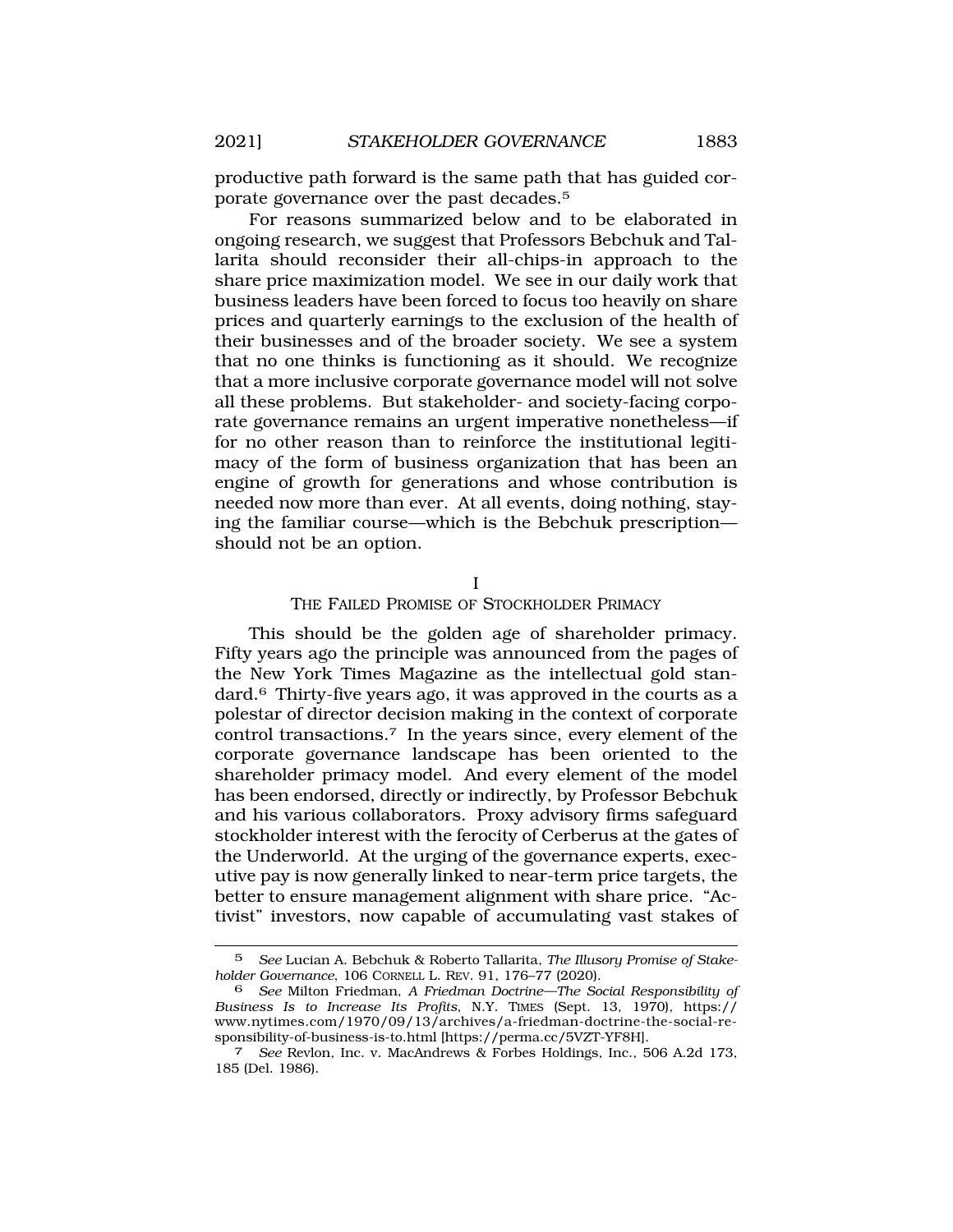productive path forward is the same path that has guided corporate governance over the past decades.[5]

For reasons summarized below and to be elaborated in ongoing research, we suggest that Professors Bebchuk and Tallarita should reconsider their all-chips-in approach to the share price maximization model. We see in our daily work that business leaders have been forced to focus too heavily on share prices and quarterly earnings to the exclusion of the health of their businesses and of the broader society. We see a system that no one thinks is functioning as it should. We recognize that a more inclusive corporate governance model will not solve all these problems. But stakeholder- and society-facing corporate governance remains an urgent imperative nonetheless—if for no other reason than to reinforce the institutional legitimacy of the form of business organization that has been an engine of growth for generations and whose contribution is needed now more than ever. At all events, doing nothing, staying the familiar course—which is the Bebchuk prescription—should not be an option.

## I
## THE FAILED PROMISE OF STOCKHOLDER PRIMACY

This should be the golden age of shareholder primacy. Fifty years ago the principle was announced from the pages of the New York Times Magazine as the intellectual gold standard.[6] Thirty-five years ago, it was approved in the courts as a polestar of director decision making in the context of corporate control transactions.[7] In the years since, every element of the corporate governance landscape has been oriented to the shareholder primacy model. And every element of the model has been endorsed, directly or indirectly, by Professor Bebchuk and his various collaborators. Proxy advisory firms safeguard stockholder interest with the ferocity of Cerberus at the gates of the Underworld. At the urging of the governance experts, executive pay is now generally linked to near-term price targets, the better to ensure management alignment with share price. "Activist" investors, now capable of accumulating vast stakes of

---

[5] *See* Lucian A. Bebchuk & Roberto Tallarita, *The Illusory Promise of Stakeholder Governance*, 106 CORNELL L. REV. 91, 176–77 (2020).

[6] *See* Milton Friedman, *A Friedman Doctrine—The Social Responsibility of Business Is to Increase Its Profits*, N.Y. TIMES (Sept. 13, 1970), https://www.nytimes.com/1970/09/13/archives/a-friedman-doctrine-the-social-responsibility-of-business-is-to.html [https://perma.cc/5VZT-YF8H].

[7] *See* Revlon, Inc. v. MacAndrews & Forbes Holdings, Inc., 506 A.2d 173, 185 (Del. 1986).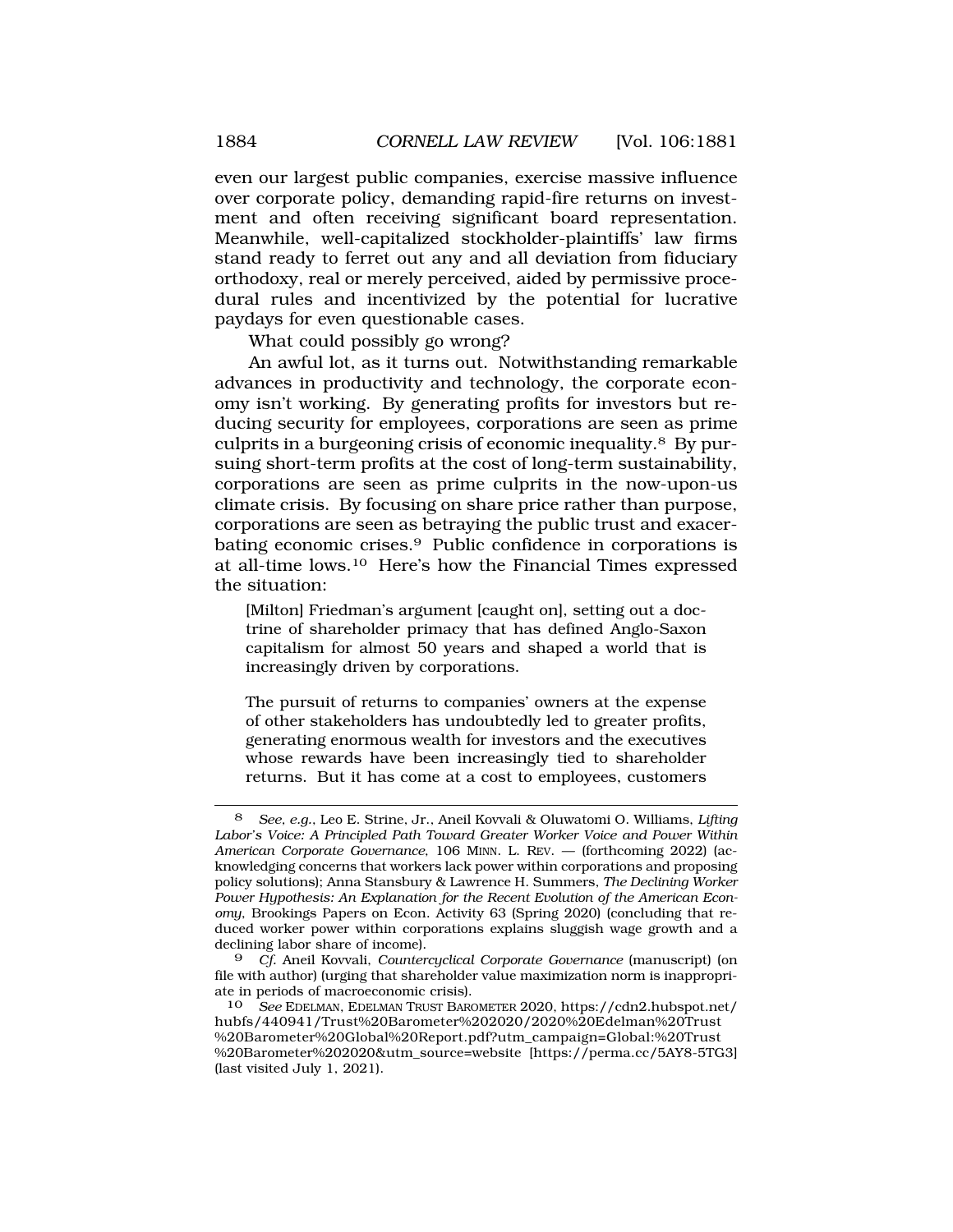even our largest public companies, exercise massive influence over corporate policy, demanding rapid-fire returns on investment and often receiving significant board representation. Meanwhile, well-capitalized stockholder-plaintiffs' law firms stand ready to ferret out any and all deviation from fiduciary orthodoxy, real or merely perceived, aided by permissive procedural rules and incentivized by the potential for lucrative paydays for even questionable cases.

What could possibly go wrong?

An awful lot, as it turns out. Notwithstanding remarkable advances in productivity and technology, the corporate economy isn't working. By generating profits for investors but reducing security for employees, corporations are seen as prime culprits in a burgeoning crisis of economic inequality.[8] By pursuing short-term profits at the cost of long-term sustainability, corporations are seen as prime culprits in the now-upon-us climate crisis. By focusing on share price rather than purpose, corporations are seen as betraying the public trust and exacerbating economic crises.[9] Public confidence in corporations is at all-time lows.[10] Here's how the Financial Times expressed the situation:

> [Milton] Friedman's argument [caught on], setting out a doctrine of shareholder primacy that has defined Anglo-Saxon capitalism for almost 50 years and shaped a world that is increasingly driven by corporations.
>
> The pursuit of returns to companies' owners at the expense of other stakeholders has undoubtedly led to greater profits, generating enormous wealth for investors and the executives whose rewards have been increasingly tied to shareholder returns. But it has come at a cost to employees, customers

---

8 *See, e.g.*, Leo E. Strine, Jr., Aneil Kovvali & Oluwatomi O. Williams, *Lifting Labor's Voice: A Principled Path Toward Greater Worker Voice and Power Within American Corporate Governance*, 106 MINN. L. REV. — (forthcoming 2022) (acknowledging concerns that workers lack power within corporations and proposing policy solutions); Anna Stansbury & Lawrence H. Summers, *The Declining Worker Power Hypothesis: An Explanation for the Recent Evolution of the American Economy*, Brookings Papers on Econ. Activity 63 (Spring 2020) (concluding that reduced worker power within corporations explains sluggish wage growth and a declining labor share of income).

9 *Cf.* Aneil Kovvali, *Countercyclical Corporate Governance* (manuscript) (on file with author) (urging that shareholder value maximization norm is inappropriate in periods of macroeconomic crisis).

10 *See* EDELMAN, EDELMAN TRUST BAROMETER 2020, https://cdn2.hubspot.net/hubfs/440941/Trust%20Barometer%202020/2020%20Edelman%20Trust%20Barometer%20Global%20Report.pdf?utm_campaign=Global:%20Trust%20Barometer%202020&utm_source=website [https://perma.cc/5AY8-5TG3] (last visited July 1, 2021).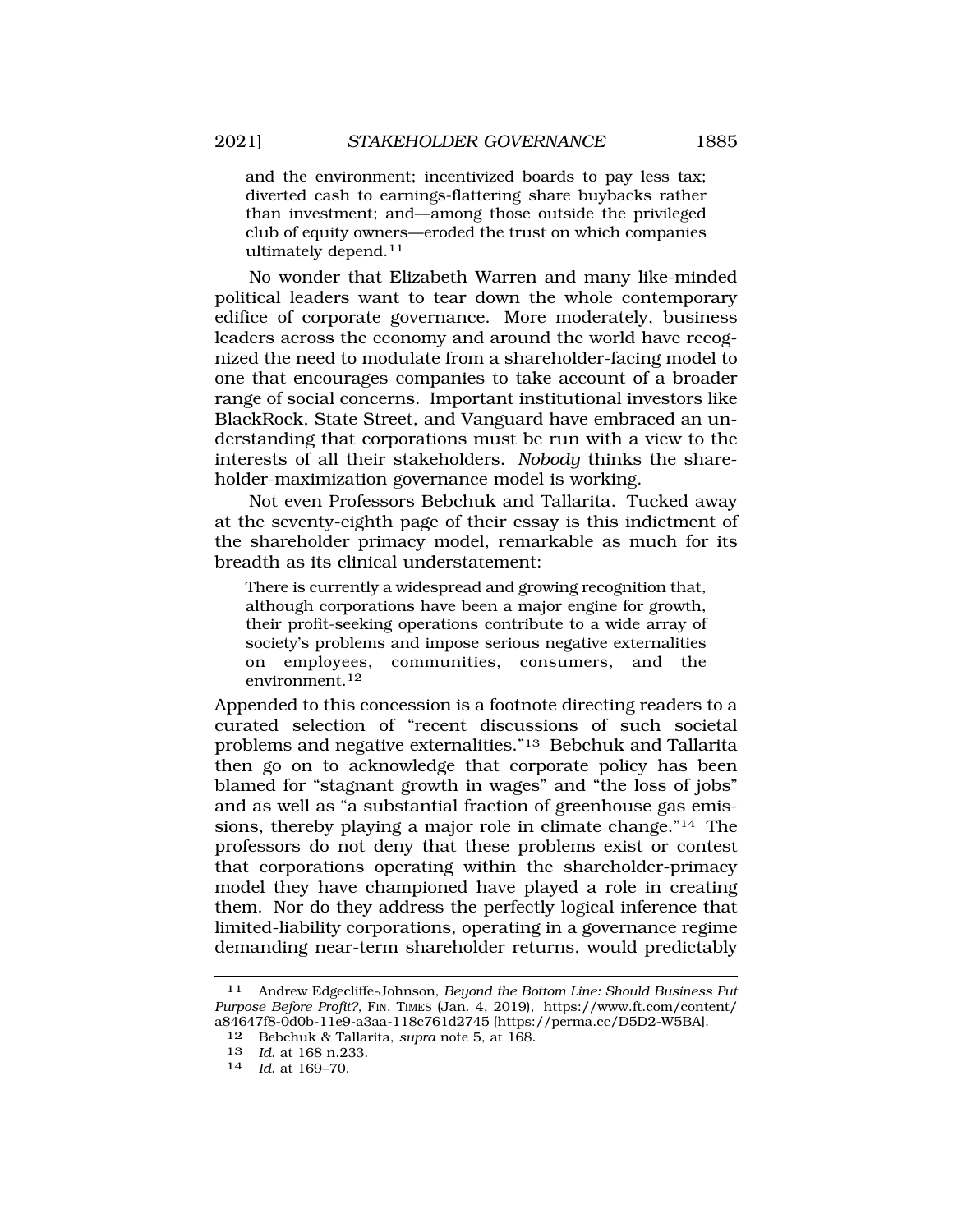and the environment; incentivized boards to pay less tax; diverted cash to earnings-flattering share buybacks rather than investment; and—among those outside the privileged club of equity owners—eroded the trust on which companies ultimately depend.[11]

No wonder that Elizabeth Warren and many like-minded political leaders want to tear down the whole contemporary edifice of corporate governance. More moderately, business leaders across the economy and around the world have recognized the need to modulate from a shareholder-facing model to one that encourages companies to take account of a broader range of social concerns. Important institutional investors like BlackRock, State Street, and Vanguard have embraced an understanding that corporations must be run with a view to the interests of all their stakeholders. *Nobody* thinks the shareholder-maximization governance model is working.

Not even Professors Bebchuk and Tallarita. Tucked away at the seventy-eighth page of their essay is this indictment of the shareholder primacy model, remarkable as much for its breadth as its clinical understatement:

> There is currently a widespread and growing recognition that, although corporations have been a major engine for growth, their profit-seeking operations contribute to a wide array of society's problems and impose serious negative externalities on employees, communities, consumers, and the environment.[12]

Appended to this concession is a footnote directing readers to a curated selection of "recent discussions of such societal problems and negative externalities."[13] Bebchuk and Tallarita then go on to acknowledge that corporate policy has been blamed for "stagnant growth in wages" and "the loss of jobs" and as well as "a substantial fraction of greenhouse gas emissions, thereby playing a major role in climate change."[14] The professors do not deny that these problems exist or contest that corporations operating within the shareholder-primacy model they have championed have played a role in creating them. Nor do they address the perfectly logical inference that limited-liability corporations, operating in a governance regime demanding near-term shareholder returns, would predictably

---

11 Andrew Edgecliffe-Johnson, *Beyond the Bottom Line: Should Business Put Purpose Before Profit?*, FIN. TIMES (Jan. 4, 2019), https://www.ft.com/content/a84647f8-0d0b-11e9-a3aa-118c761d2745 [https://perma.cc/D5D2-W5BA].

12 Bebchuk & Tallarita, *supra* note 5, at 168.

13 *Id.* at 168 n.233.

14 *Id.* at 169–70.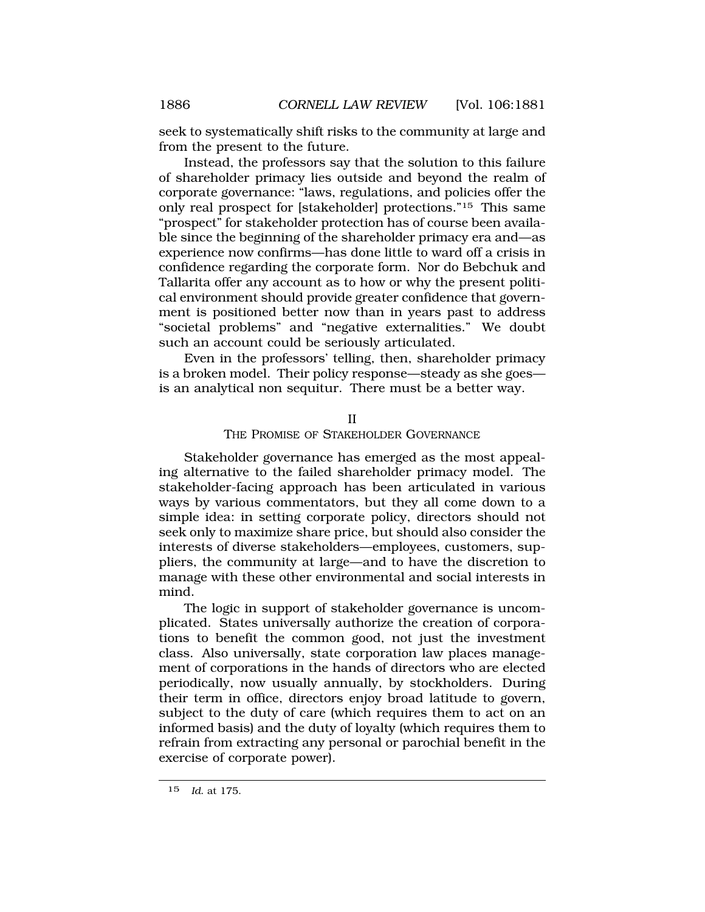seek to systematically shift risks to the community at large and from the present to the future.

Instead, the professors say that the solution to this failure of shareholder primacy lies outside and beyond the realm of corporate governance: "laws, regulations, and policies offer the only real prospect for [stakeholder] protections."[15] This same "prospect" for stakeholder protection has of course been available since the beginning of the shareholder primacy era and—as experience now confirms—has done little to ward off a crisis in confidence regarding the corporate form. Nor do Bebchuk and Tallarita offer any account as to how or why the present political environment should provide greater confidence that government is positioned better now than in years past to address "societal problems" and "negative externalities." We doubt such an account could be seriously articulated.

Even in the professors' telling, then, shareholder primacy is a broken model. Their policy response—steady as she goes—is an analytical non sequitur. There must be a better way.

## II
## THE PROMISE OF STAKEHOLDER GOVERNANCE

Stakeholder governance has emerged as the most appealing alternative to the failed shareholder primacy model. The stakeholder-facing approach has been articulated in various ways by various commentators, but they all come down to a simple idea: in setting corporate policy, directors should not seek only to maximize share price, but should also consider the interests of diverse stakeholders—employees, customers, suppliers, the community at large—and to have the discretion to manage with these other environmental and social interests in mind.

The logic in support of stakeholder governance is uncomplicated. States universally authorize the creation of corporations to benefit the common good, not just the investment class. Also universally, state corporation law places management of corporations in the hands of directors who are elected periodically, now usually annually, by stockholders. During their term in office, directors enjoy broad latitude to govern, subject to the duty of care (which requires them to act on an informed basis) and the duty of loyalty (which requires them to refrain from extracting any personal or parochial benefit in the exercise of corporate power).

---

15 *Id.* at 175.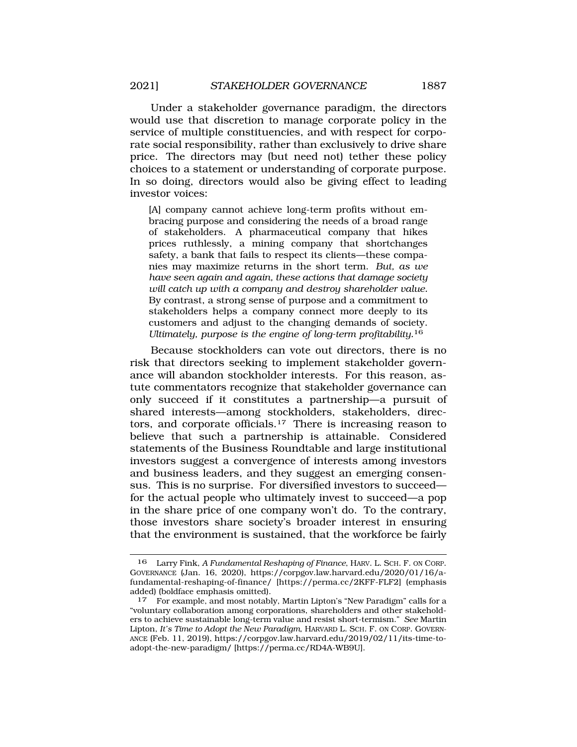Under a stakeholder governance paradigm, the directors would use that discretion to manage corporate policy in the service of multiple constituencies, and with respect for corporate social responsibility, rather than exclusively to drive share price. The directors may (but need not) tether these policy choices to a statement or understanding of corporate purpose. In so doing, directors would also be giving effect to leading investor voices:

> [A] company cannot achieve long-term profits without embracing purpose and considering the needs of a broad range of stakeholders. A pharmaceutical company that hikes prices ruthlessly, a mining company that shortchanges safety, a bank that fails to respect its clients—these companies may maximize returns in the short term. *But, as we have seen again and again, these actions that damage society will catch up with a company and destroy shareholder value.* By contrast, a strong sense of purpose and a commitment to stakeholders helps a company connect more deeply to its customers and adjust to the changing demands of society. *Ultimately, purpose is the engine of long-term profitability.*[16]

Because stockholders can vote out directors, there is no risk that directors seeking to implement stakeholder governance will abandon stockholder interests. For this reason, astute commentators recognize that stakeholder governance can only succeed if it constitutes a partnership—a pursuit of shared interests—among stockholders, stakeholders, directors, and corporate officials.[17] There is increasing reason to believe that such a partnership is attainable. Considered statements of the Business Roundtable and large institutional investors suggest a convergence of interests among investors and business leaders, and they suggest an emerging consensus. This is no surprise. For diversified investors to succeed—for the actual people who ultimately invest to succeed—a pop in the share price of one company won't do. To the contrary, those investors share society's broader interest in ensuring that the environment is sustained, that the workforce be fairly

---

[16] Larry Fink, *A Fundamental Reshaping of Finance*, HARV. L. SCH. F. ON CORP. GOVERNANCE (Jan. 16, 2020), https://corpgov.law.harvard.edu/2020/01/16/a-fundamental-reshaping-of-finance/ [https://perma.cc/2KFF-FLF2] (emphasis added) (boldface emphasis omitted).

[17] For example, and most notably, Martin Lipton's "New Paradigm" calls for a "voluntary collaboration among corporations, shareholders and other stakeholders to achieve sustainable long-term value and resist short-termism." *See* Martin Lipton, *It's Time to Adopt the New Paradigm*, HARVARD L. SCH. F. ON CORP. GOVERNANCE (Feb. 11, 2019), https://corpgov.law.harvard.edu/2019/02/11/its-time-to-adopt-the-new-paradigm/ [https://perma.cc/RD4A-WB9U].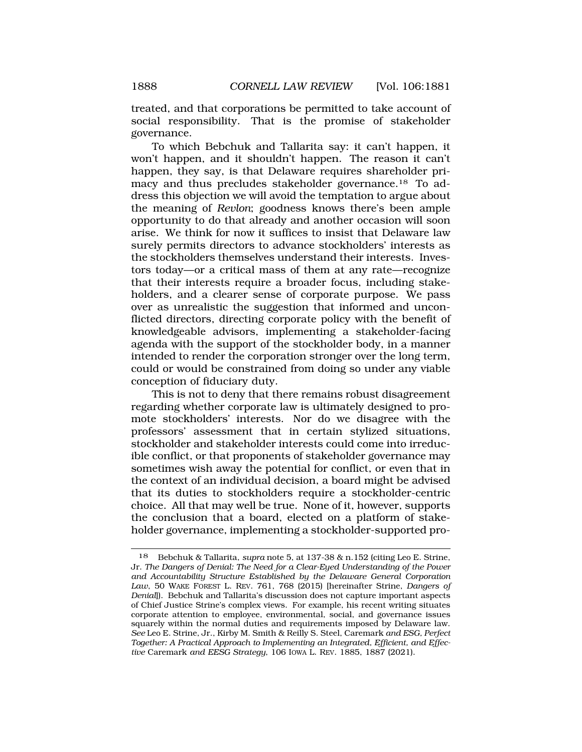treated, and that corporations be permitted to take account of social responsibility. That is the promise of stakeholder governance.

To which Bebchuk and Tallarita say: it can't happen, it won't happen, and it shouldn't happen. The reason it can't happen, they say, is that Delaware requires shareholder primacy and thus precludes stakeholder governance.[18] To address this objection we will avoid the temptation to argue about the meaning of *Revlon*; goodness knows there's been ample opportunity to do that already and another occasion will soon arise. We think for now it suffices to insist that Delaware law surely permits directors to advance stockholders' interests as the stockholders themselves understand their interests. Investors today—or a critical mass of them at any rate—recognize that their interests require a broader focus, including stakeholders, and a clearer sense of corporate purpose. We pass over as unrealistic the suggestion that informed and unconflicted directors, directing corporate policy with the benefit of knowledgeable advisors, implementing a stakeholder-facing agenda with the support of the stockholder body, in a manner intended to render the corporation stronger over the long term, could or would be constrained from doing so under any viable conception of fiduciary duty.

This is not to deny that there remains robust disagreement regarding whether corporate law is ultimately designed to promote stockholders' interests. Nor do we disagree with the professors' assessment that in certain stylized situations, stockholder and stakeholder interests could come into irreducible conflict, or that proponents of stakeholder governance may sometimes wish away the potential for conflict, or even that in the context of an individual decision, a board might be advised that its duties to stockholders require a stockholder-centric choice. All that may well be true. None of it, however, supports the conclusion that a board, elected on a platform of stakeholder governance, implementing a stockholder-supported pro-

[18] Bebchuk & Tallarita, *supra* note 5, at 137-38 & n.152 (citing Leo E. Strine, Jr. *The Dangers of Denial: The Need for a Clear-Eyed Understanding of the Power and Accountability Structure Established by the Delaware General Corporation Law*, 50 WAKE FOREST L. REV. 761, 768 (2015) [hereinafter Strine, *Dangers of Denial*]). Bebchuk and Tallarita's discussion does not capture important aspects of Chief Justice Strine's complex views. For example, his recent writing situates corporate attention to employee, environmental, social, and governance issues squarely within the normal duties and requirements imposed by Delaware law. *See* Leo E. Strine, Jr., Kirby M. Smith & Reilly S. Steel, Caremark *and ESG, Perfect Together: A Practical Approach to Implementing an Integrated, Efficient, and Effective* Caremark *and EESG Strategy*, 106 IOWA L. REV. 1885, 1887 (2021).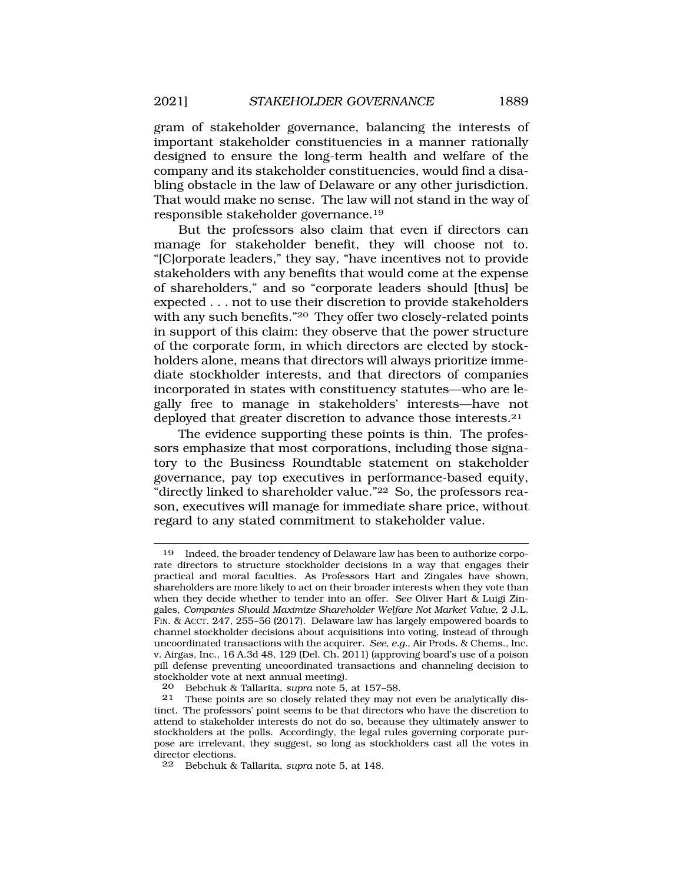gram of stakeholder governance, balancing the interests of important stakeholder constituencies in a manner rationally designed to ensure the long-term health and welfare of the company and its stakeholder constituencies, would find a disabling obstacle in the law of Delaware or any other jurisdiction. That would make no sense. The law will not stand in the way of responsible stakeholder governance.[19]

But the professors also claim that even if directors can manage for stakeholder benefit, they will choose not to. "[C]orporate leaders," they say, "have incentives not to provide stakeholders with any benefits that would come at the expense of shareholders," and so "corporate leaders should [thus] be expected . . . not to use their discretion to provide stakeholders with any such benefits."[20] They offer two closely-related points in support of this claim: they observe that the power structure of the corporate form, in which directors are elected by stockholders alone, means that directors will always prioritize immediate stockholder interests, and that directors of companies incorporated in states with constituency statutes—who are legally free to manage in stakeholders' interests—have not deployed that greater discretion to advance those interests.[21]

The evidence supporting these points is thin. The professors emphasize that most corporations, including those signatory to the Business Roundtable statement on stakeholder governance, pay top executives in performance-based equity, "directly linked to shareholder value."[22] So, the professors reason, executives will manage for immediate share price, without regard to any stated commitment to stakeholder value.

---

[19] Indeed, the broader tendency of Delaware law has been to authorize corporate directors to structure stockholder decisions in a way that engages their practical and moral faculties. As Professors Hart and Zingales have shown, shareholders are more likely to act on their broader interests when they vote than when they decide whether to tender into an offer. *See* Oliver Hart & Luigi Zingales, *Companies Should Maximize Shareholder Welfare Not Market Value*, 2 J.L. FIN. & ACCT. 247, 255–56 (2017). Delaware law has largely empowered boards to channel stockholder decisions about acquisitions into voting, instead of through uncoordinated transactions with the acquirer. *See, e.g.*, Air Prods. & Chems., Inc. v. Airgas, Inc., 16 A.3d 48, 129 (Del. Ch. 2011) (approving board's use of a poison pill defense preventing uncoordinated transactions and channeling decision to stockholder vote at next annual meeting).

[20] Bebchuk & Tallarita, *supra* note 5, at 157–58.

[21] These points are so closely related they may not even be analytically distinct. The professors' point seems to be that directors who have the discretion to attend to stakeholder interests do not do so, because they ultimately answer to stockholders at the polls. Accordingly, the legal rules governing corporate purpose are irrelevant, they suggest, so long as stockholders cast all the votes in director elections.

[22] Bebchuk & Tallarita, *supra* note 5, at 148.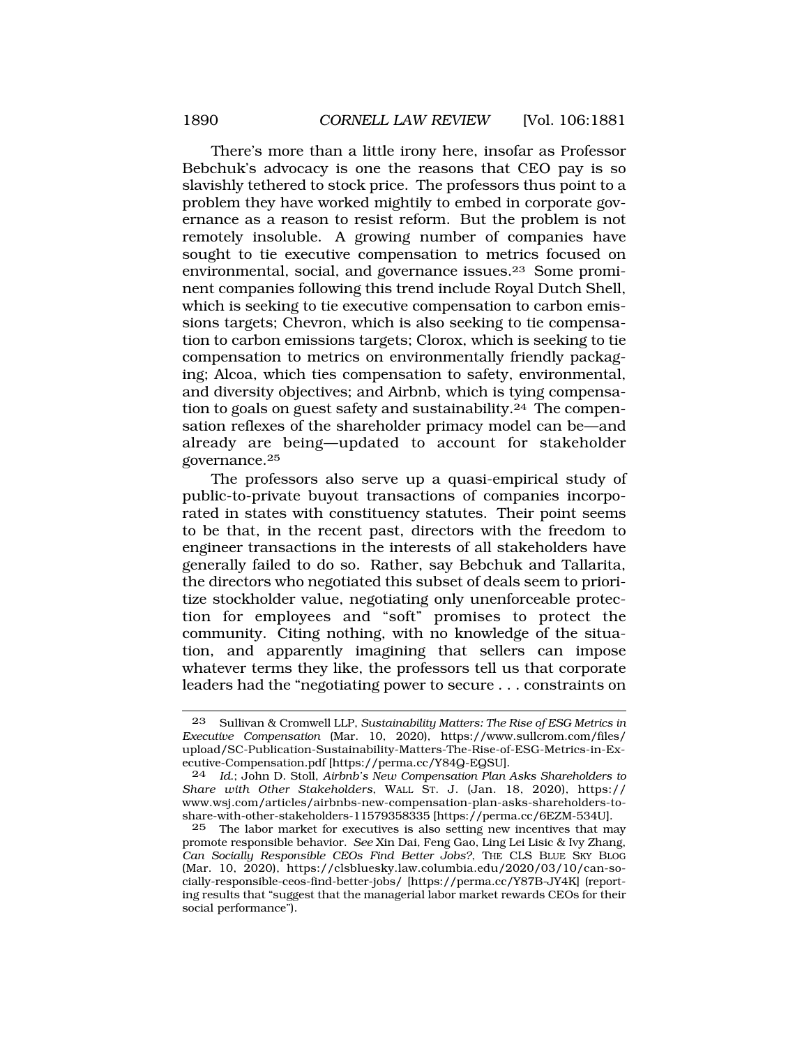There's more than a little irony here, insofar as Professor Bebchuk's advocacy is one the reasons that CEO pay is so slavishly tethered to stock price. The professors thus point to a problem they have worked mightily to embed in corporate governance as a reason to resist reform. But the problem is not remotely insoluble. A growing number of companies have sought to tie executive compensation to metrics focused on environmental, social, and governance issues.[23] Some prominent companies following this trend include Royal Dutch Shell, which is seeking to tie executive compensation to carbon emissions targets; Chevron, which is also seeking to tie compensation to carbon emissions targets; Clorox, which is seeking to tie compensation to metrics on environmentally friendly packaging; Alcoa, which ties compensation to safety, environmental, and diversity objectives; and Airbnb, which is tying compensation to goals on guest safety and sustainability.[24] The compensation reflexes of the shareholder primacy model can be—and already are being—updated to account for stakeholder governance.[25]

The professors also serve up a quasi-empirical study of public-to-private buyout transactions of companies incorporated in states with constituency statutes. Their point seems to be that, in the recent past, directors with the freedom to engineer transactions in the interests of all stakeholders have generally failed to do so. Rather, say Bebchuk and Tallarita, the directors who negotiated this subset of deals seem to prioritize stockholder value, negotiating only unenforceable protection for employees and "soft" promises to protect the community. Citing nothing, with no knowledge of the situation, and apparently imagining that sellers can impose whatever terms they like, the professors tell us that corporate leaders had the "negotiating power to secure . . . constraints on

---

[23] Sullivan & Cromwell LLP, *Sustainability Matters: The Rise of ESG Metrics in Executive Compensation* (Mar. 10, 2020), https://www.sullcrom.com/files/upload/SC-Publication-Sustainability-Matters-The-Rise-of-ESG-Metrics-in-Executive-Compensation.pdf [https://perma.cc/Y84Q-EQSU].

[24] *Id.*; John D. Stoll, *Airbnb's New Compensation Plan Asks Shareholders to Share with Other Stakeholders*, WALL ST. J. (Jan. 18, 2020), https://www.wsj.com/articles/airbnbs-new-compensation-plan-asks-shareholders-to-share-with-other-stakeholders-11579358335 [https://perma.cc/6EZM-534U].

[25] The labor market for executives is also setting new incentives that may promote responsible behavior. *See* Xin Dai, Feng Gao, Ling Lei Lisic & Ivy Zhang, *Can Socially Responsible CEOs Find Better Jobs?*, THE CLS BLUE SKY BLOG (Mar. 10, 2020), https://clsbluesky.law.columbia.edu/2020/03/10/can-socially-responsible-ceos-find-better-jobs/ [https://perma.cc/Y87B-JY4K] (reporting results that "suggest that the managerial labor market rewards CEOs for their social performance").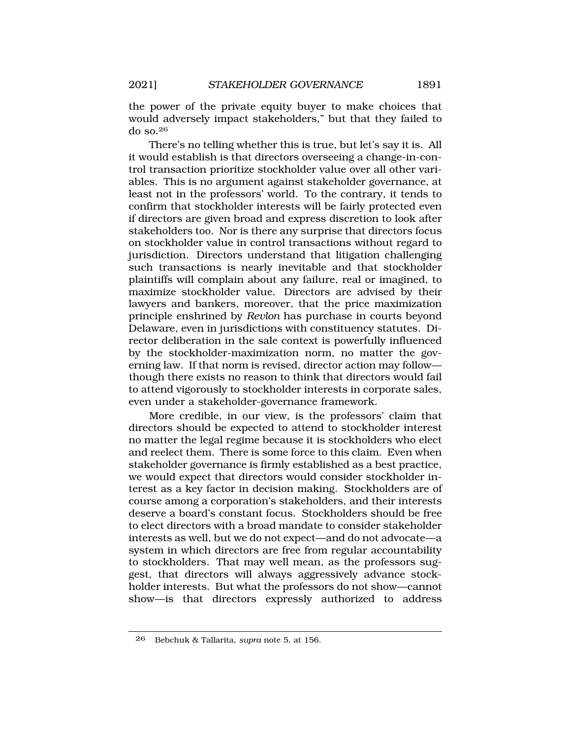the power of the private equity buyer to make choices that would adversely impact stakeholders," but that they failed to do so.[26]

There's no telling whether this is true, but let's say it is. All it would establish is that directors overseeing a change-in-control transaction prioritize stockholder value over all other variables. This is no argument against stakeholder governance, at least not in the professors' world. To the contrary, it tends to confirm that stockholder interests will be fairly protected even if directors are given broad and express discretion to look after stakeholders too. Nor is there any surprise that directors focus on stockholder value in control transactions without regard to jurisdiction. Directors understand that litigation challenging such transactions is nearly inevitable and that stockholder plaintiffs will complain about any failure, real or imagined, to maximize stockholder value. Directors are advised by their lawyers and bankers, moreover, that the price maximization principle enshrined by *Revlon* has purchase in courts beyond Delaware, even in jurisdictions with constituency statutes. Director deliberation in the sale context is powerfully influenced by the stockholder-maximization norm, no matter the governing law. If that norm is revised, director action may follow—though there exists no reason to think that directors would fail to attend vigorously to stockholder interests in corporate sales, even under a stakeholder-governance framework.

More credible, in our view, is the professors' claim that directors should be expected to attend to stockholder interest no matter the legal regime because it is stockholders who elect and reelect them. There is some force to this claim. Even when stakeholder governance is firmly established as a best practice, we would expect that directors would consider stockholder interest as a key factor in decision making. Stockholders are of course among a corporation's stakeholders, and their interests deserve a board's constant focus. Stockholders should be free to elect directors with a broad mandate to consider stakeholder interests as well, but we do not expect—and do not advocate—a system in which directors are free from regular accountability to stockholders. That may well mean, as the professors suggest, that directors will always aggressively advance stockholder interests. But what the professors do not show—cannot show—is that directors expressly authorized to address

---

[26] Bebchuk & Tallarita, *supra* note 5, at 156.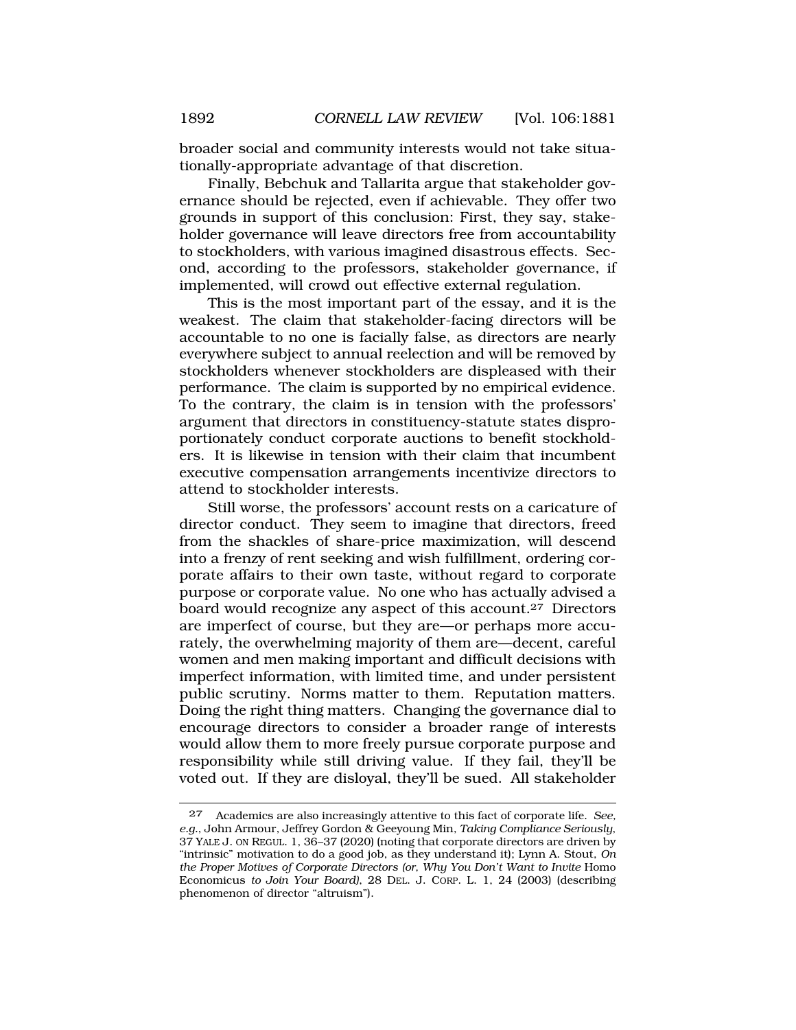broader social and community interests would not take situationally-appropriate advantage of that discretion.

Finally, Bebchuk and Tallarita argue that stakeholder governance should be rejected, even if achievable. They offer two grounds in support of this conclusion: First, they say, stakeholder governance will leave directors free from accountability to stockholders, with various imagined disastrous effects. Second, according to the professors, stakeholder governance, if implemented, will crowd out effective external regulation.

This is the most important part of the essay, and it is the weakest. The claim that stakeholder-facing directors will be accountable to no one is facially false, as directors are nearly everywhere subject to annual reelection and will be removed by stockholders whenever stockholders are displeased with their performance. The claim is supported by no empirical evidence. To the contrary, the claim is in tension with the professors' argument that directors in constituency-statute states disproportionately conduct corporate auctions to benefit stockholders. It is likewise in tension with their claim that incumbent executive compensation arrangements incentivize directors to attend to stockholder interests.

Still worse, the professors' account rests on a caricature of director conduct. They seem to imagine that directors, freed from the shackles of share-price maximization, will descend into a frenzy of rent seeking and wish fulfillment, ordering corporate affairs to their own taste, without regard to corporate purpose or corporate value. No one who has actually advised a board would recognize any aspect of this account.[27] Directors are imperfect of course, but they are—or perhaps more accurately, the overwhelming majority of them are—decent, careful women and men making important and difficult decisions with imperfect information, with limited time, and under persistent public scrutiny. Norms matter to them. Reputation matters. Doing the right thing matters. Changing the governance dial to encourage directors to consider a broader range of interests would allow them to more freely pursue corporate purpose and responsibility while still driving value. If they fail, they'll be voted out. If they are disloyal, they'll be sued. All stakeholder

---

[27] Academics are also increasingly attentive to this fact of corporate life. *See, e.g.*, John Armour, Jeffrey Gordon & Geeyoung Min, *Taking Compliance Seriously*, 37 YALE J. ON REGUL. 1, 36–37 (2020) (noting that corporate directors are driven by "intrinsic" motivation to do a good job, as they understand it); Lynn A. Stout, *On the Proper Motives of Corporate Directors (or, Why You Don't Want to Invite* Homo Economicus *to Join Your Board)*, 28 DEL. J. CORP. L. 1, 24 (2003) (describing phenomenon of director "altruism").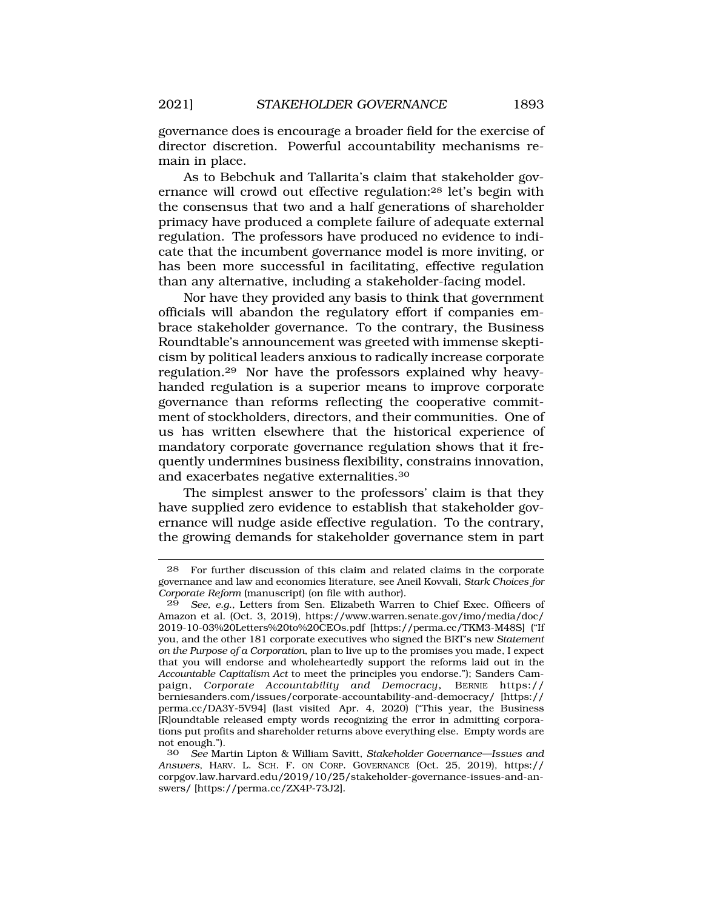governance does is encourage a broader field for the exercise of director discretion. Powerful accountability mechanisms remain in place.

As to Bebchuk and Tallarita's claim that stakeholder governance will crowd out effective regulation:[28] let's begin with the consensus that two and a half generations of shareholder primacy have produced a complete failure of adequate external regulation. The professors have produced no evidence to indicate that the incumbent governance model is more inviting, or has been more successful in facilitating, effective regulation than any alternative, including a stakeholder-facing model.

Nor have they provided any basis to think that government officials will abandon the regulatory effort if companies embrace stakeholder governance. To the contrary, the Business Roundtable's announcement was greeted with immense skepticism by political leaders anxious to radically increase corporate regulation.[29] Nor have the professors explained why heavy-handed regulation is a superior means to improve corporate governance than reforms reflecting the cooperative commitment of stockholders, directors, and their communities. One of us has written elsewhere that the historical experience of mandatory corporate governance regulation shows that it frequently undermines business flexibility, constrains innovation, and exacerbates negative externalities.[30]

The simplest answer to the professors' claim is that they have supplied zero evidence to establish that stakeholder governance will nudge aside effective regulation. To the contrary, the growing demands for stakeholder governance stem in part

---

[28] For further discussion of this claim and related claims in the corporate governance and law and economics literature, see Aneil Kovvali, *Stark Choices for Corporate Reform* (manuscript) (on file with author).

[29] *See, e.g.,* Letters from Sen. Elizabeth Warren to Chief Exec. Officers of Amazon et al. (Oct. 3, 2019), https://www.warren.senate.gov/imo/media/doc/2019-10-03%20Letters%20to%20CEOs.pdf [https://perma.cc/TKM3-M48S] ("If you, and the other 181 corporate executives who signed the BRT's new *Statement on the Purpose of a Corporation*, plan to live up to the promises you made, I expect that you will endorse and wholeheartedly support the reforms laid out in the *Accountable Capitalism Act* to meet the principles you endorse."); Sanders Campaign, *Corporate Accountability and Democracy*, BERNIE https://berniesanders.com/issues/corporate-accountability-and-democracy/ [https://perma.cc/DA3Y-5V94] (last visited Apr. 4, 2020) ("This year, the Business [R]oundtable released empty words recognizing the error in admitting corporations put profits and shareholder returns above everything else. Empty words are not enough.").

[30] *See* Martin Lipton & William Savitt, *Stakeholder Governance—Issues and Answers*, HARV. L. SCH. F. ON CORP. GOVERNANCE (Oct. 25, 2019), https://corpgov.law.harvard.edu/2019/10/25/stakeholder-governance-issues-and-answers/ [https://perma.cc/ZX4P-73J2].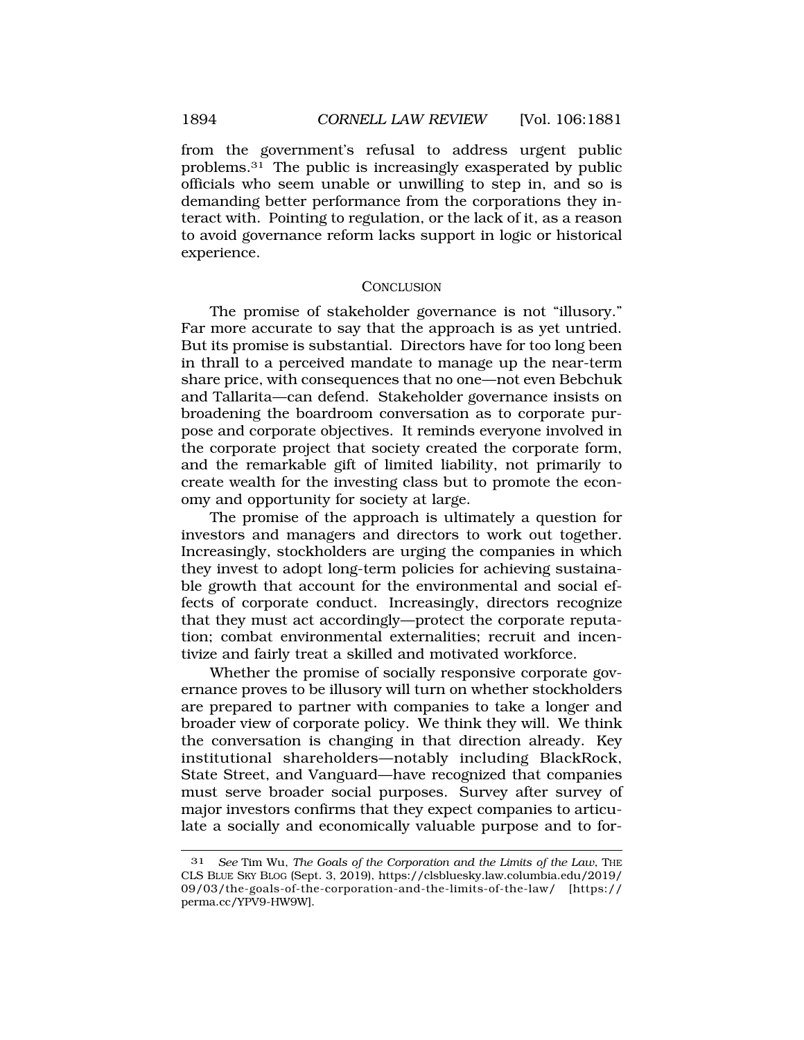from the government's refusal to address urgent public problems.[31] The public is increasingly exasperated by public officials who seem unable or unwilling to step in, and so is demanding better performance from the corporations they interact with. Pointing to regulation, or the lack of it, as a reason to avoid governance reform lacks support in logic or historical experience.

## CONCLUSION

The promise of stakeholder governance is not "illusory." Far more accurate to say that the approach is as yet untried. But its promise is substantial. Directors have for too long been in thrall to a perceived mandate to manage up the near-term share price, with consequences that no one—not even Bebchuk and Tallarita—can defend. Stakeholder governance insists on broadening the boardroom conversation as to corporate purpose and corporate objectives. It reminds everyone involved in the corporate project that society created the corporate form, and the remarkable gift of limited liability, not primarily to create wealth for the investing class but to promote the economy and opportunity for society at large.

The promise of the approach is ultimately a question for investors and managers and directors to work out together. Increasingly, stockholders are urging the companies in which they invest to adopt long-term policies for achieving sustainable growth that account for the environmental and social effects of corporate conduct. Increasingly, directors recognize that they must act accordingly—protect the corporate reputation; combat environmental externalities; recruit and incentivize and fairly treat a skilled and motivated workforce.

Whether the promise of socially responsive corporate governance proves to be illusory will turn on whether stockholders are prepared to partner with companies to take a longer and broader view of corporate policy. We think they will. We think the conversation is changing in that direction already. Key institutional shareholders—notably including BlackRock, State Street, and Vanguard—have recognized that companies must serve broader social purposes. Survey after survey of major investors confirms that they expect companies to articulate a socially and economically valuable purpose and to for-

---

31 *See* Tim Wu, *The Goals of the Corporation and the Limits of the Law*, THE CLS BLUE SKY BLOG (Sept. 3, 2019), https://clsbluesky.law.columbia.edu/2019/09/03/the-goals-of-the-corporation-and-the-limits-of-the-law/ [https://perma.cc/YPV9-HW9W].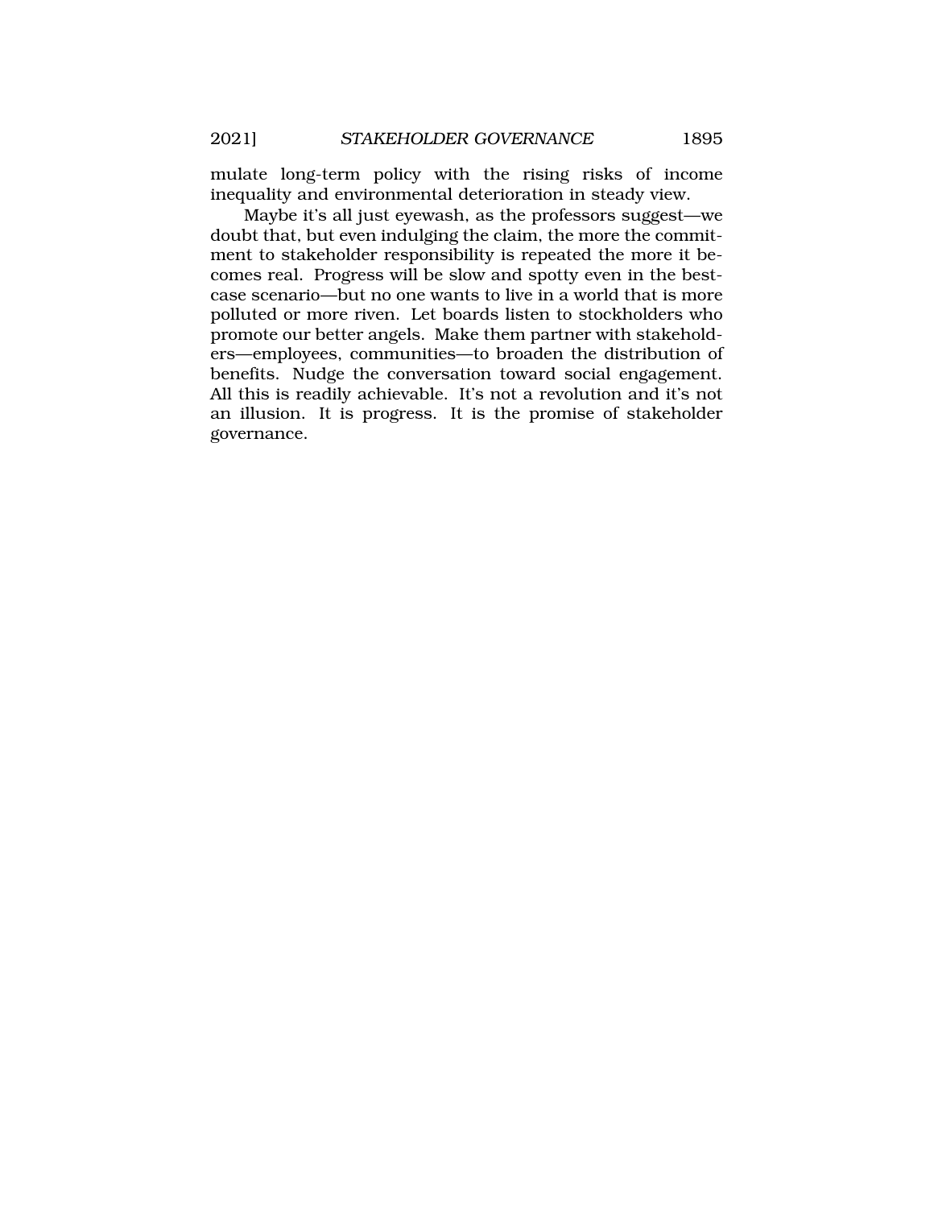mulate long-term policy with the rising risks of income inequality and environmental deterioration in steady view.

Maybe it's all just eyewash, as the professors suggest—we doubt that, but even indulging the claim, the more the commitment to stakeholder responsibility is repeated the more it becomes real. Progress will be slow and spotty even in the best-case scenario—but no one wants to live in a world that is more polluted or more riven. Let boards listen to stockholders who promote our better angels. Make them partner with stakeholders—employees, communities—to broaden the distribution of benefits. Nudge the conversation toward social engagement. All this is readily achievable. It's not a revolution and it's not an illusion. It is progress. It is the promise of stakeholder governance.